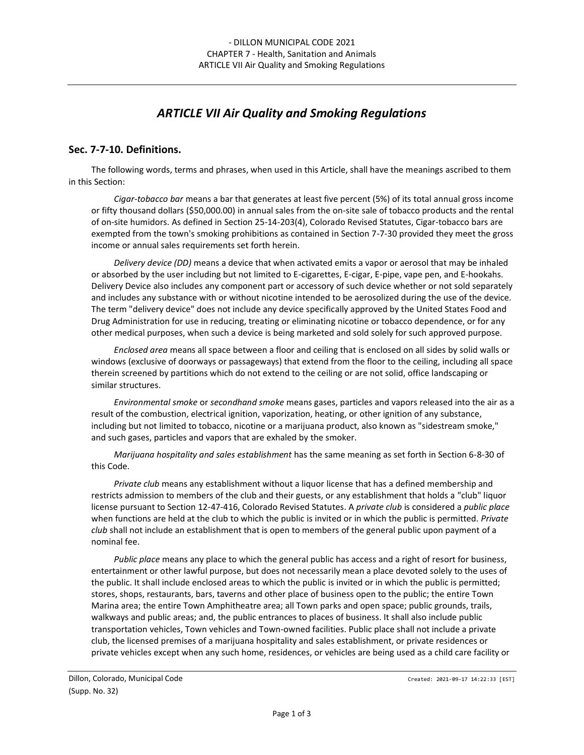# ARTICLE VII Air Quality and Smoking Regulations

## Sec. 7-7-10. Definitions.

The following words, terms and phrases, when used in this Article, shall have the meanings ascribed to them in this Section:

*Cigar-tobacco bar* means a bar that generates at least five percent (5%) of its total annual gross income or fifty thousand dollars ($50,000.00) in annual sales from the on-site sale of tobacco products and the rental of on-site humidors. As defined in Section 25-14-203(4), Colorado Revised Statutes, Cigar-tobacco bars are exempted from the town's smoking prohibitions as contained in Section 7-7-30 provided they meet the gross income or annual sales requirements set forth herein.

*Delivery device (DD)* means a device that when activated emits a vapor or aerosol that may be inhaled or absorbed by the user including but not limited to E-cigarettes, E-cigar, E-pipe, vape pen, and E-hookahs. Delivery Device also includes any component part or accessory of such device whether or not sold separately and includes any substance with or without nicotine intended to be aerosolized during the use of the device. The term "delivery device" does not include any device specifically approved by the United States Food and Drug Administration for use in reducing, treating or eliminating nicotine or tobacco dependence, or for any other medical purposes, when such a device is being marketed and sold solely for such approved purpose.

*Enclosed area* means all space between a floor and ceiling that is enclosed on all sides by solid walls or windows (exclusive of doorways or passageways) that extend from the floor to the ceiling, including all space therein screened by partitions which do not extend to the ceiling or are not solid, office landscaping or similar structures.

*Environmental smoke* or *secondhand smoke* means gases, particles and vapors released into the air as a result of the combustion, electrical ignition, vaporization, heating, or other ignition of any substance, including but not limited to tobacco, nicotine or a marijuana product, also known as "sidestream smoke," and such gases, particles and vapors that are exhaled by the smoker.

*Marijuana hospitality and sales establishment* has the same meaning as set forth in Section 6-8-30 of this Code.

*Private club* means any establishment without a liquor license that has a defined membership and restricts admission to members of the club and their guests, or any establishment that holds a "club" liquor license pursuant to Section 12-47-416, Colorado Revised Statutes. A *private club* is considered a *public place* when functions are held at the club to which the public is invited or in which the public is permitted. *Private club* shall not include an establishment that is open to members of the general public upon payment of a nominal fee.

*Public place* means any place to which the general public has access and a right of resort for business, entertainment or other lawful purpose, but does not necessarily mean a place devoted solely to the uses of the public. It shall include enclosed areas to which the public is invited or in which the public is permitted; stores, shops, restaurants, bars, taverns and other place of business open to the public; the entire Town Marina area; the entire Town Amphitheatre area; all Town parks and open space; public grounds, trails, walkways and public areas; and, the public entrances to places of business. It shall also include public transportation vehicles, Town vehicles and Town-owned facilities. Public place shall not include a private club, the licensed premises of a marijuana hospitality and sales establishment, or private residences or private vehicles except when any such home, residences, or vehicles are being used as a child care facility or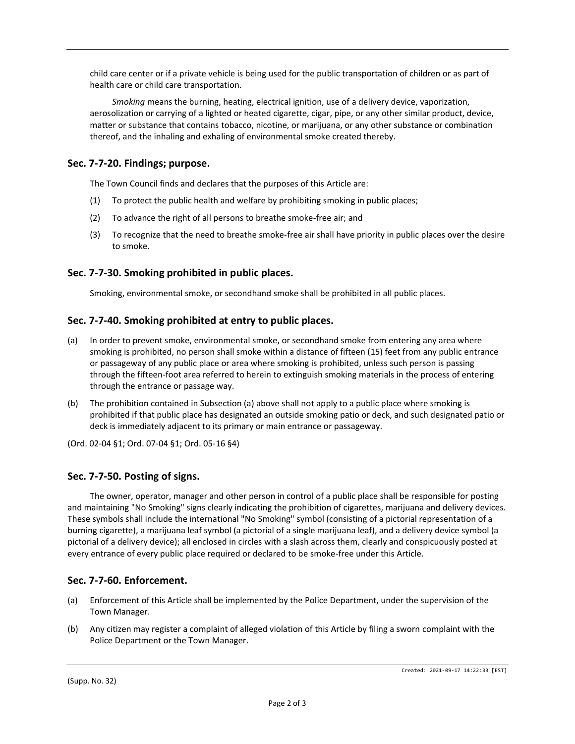child care center or if a private vehicle is being used for the public transportation of children or as part of health care or child care transportation.

*Smoking* means the burning, heating, electrical ignition, use of a delivery device, vaporization, aerosolization or carrying of a lighted or heated cigarette, cigar, pipe, or any other similar product, device, matter or substance that contains tobacco, nicotine, or marijuana, or any other substance or combination thereof, and the inhaling and exhaling of environmental smoke created thereby.

### Sec. 7-7-20. Findings; purpose.

The Town Council finds and declares that the purposes of this Article are:

(1) To protect the public health and welfare by prohibiting smoking in public places;

(2) To advance the right of all persons to breathe smoke-free air; and

(3) To recognize that the need to breathe smoke-free air shall have priority in public places over the desire to smoke.

### Sec. 7-7-30. Smoking prohibited in public places.

Smoking, environmental smoke, or secondhand smoke shall be prohibited in all public places.

### Sec. 7-7-40. Smoking prohibited at entry to public places.

(a) In order to prevent smoke, environmental smoke, or secondhand smoke from entering any area where smoking is prohibited, no person shall smoke within a distance of fifteen (15) feet from any public entrance or passageway of any public place or area where smoking is prohibited, unless such person is passing through the fifteen-foot area referred to herein to extinguish smoking materials in the process of entering through the entrance or passage way.

(b) The prohibition contained in Subsection (a) above shall not apply to a public place where smoking is prohibited if that public place has designated an outside smoking patio or deck, and such designated patio or deck is immediately adjacent to its primary or main entrance or passageway.

(Ord. 02-04 §1; Ord. 07-04 §1; Ord. 05-16 §4)

### Sec. 7-7-50. Posting of signs.

The owner, operator, manager and other person in control of a public place shall be responsible for posting and maintaining "No Smoking" signs clearly indicating the prohibition of cigarettes, marijuana and delivery devices. These symbols shall include the international "No Smoking" symbol (consisting of a pictorial representation of a burning cigarette), a marijuana leaf symbol (a pictorial of a single marijuana leaf), and a delivery device symbol (a pictorial of a delivery device); all enclosed in circles with a slash across them, clearly and conspicuously posted at every entrance of every public place required or declared to be smoke-free under this Article.

### Sec. 7-7-60. Enforcement.

(a) Enforcement of this Article shall be implemented by the Police Department, under the supervision of the Town Manager.

(b) Any citizen may register a complaint of alleged violation of this Article by filing a sworn complaint with the Police Department or the Town Manager.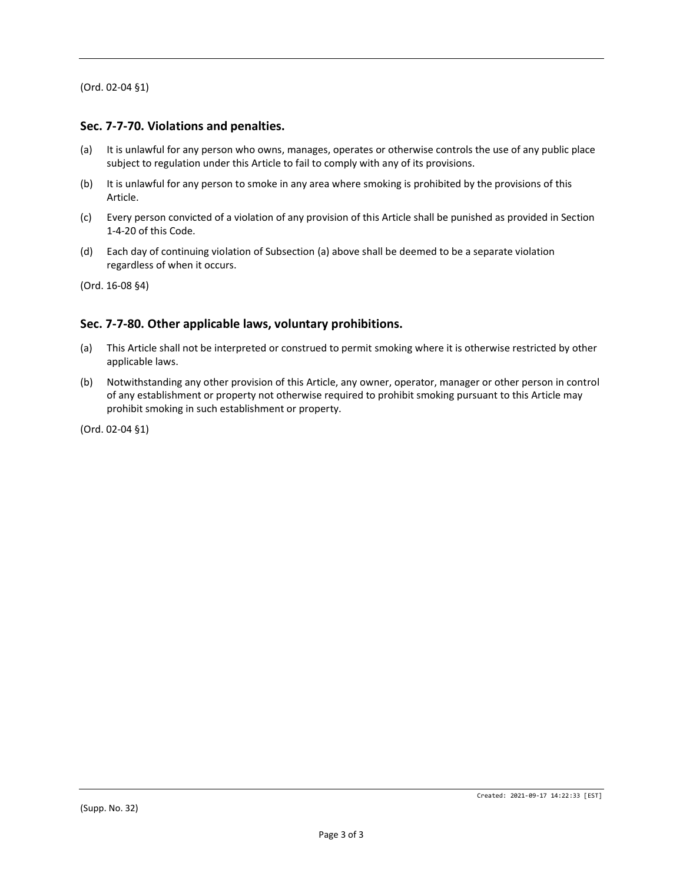(Ord. 02-04 §1)

## Sec. 7-7-70. Violations and penalties.

(a) It is unlawful for any person who owns, manages, operates or otherwise controls the use of any public place subject to regulation under this Article to fail to comply with any of its provisions.

(b) It is unlawful for any person to smoke in any area where smoking is prohibited by the provisions of this Article.

(c) Every person convicted of a violation of any provision of this Article shall be punished as provided in Section 1-4-20 of this Code.

(d) Each day of continuing violation of Subsection (a) above shall be deemed to be a separate violation regardless of when it occurs.

(Ord. 16-08 §4)

## Sec. 7-7-80. Other applicable laws, voluntary prohibitions.

(a) This Article shall not be interpreted or construed to permit smoking where it is otherwise restricted by other applicable laws.

(b) Notwithstanding any other provision of this Article, any owner, operator, manager or other person in control of any establishment or property not otherwise required to prohibit smoking pursuant to this Article may prohibit smoking in such establishment or property.

(Ord. 02-04 §1)